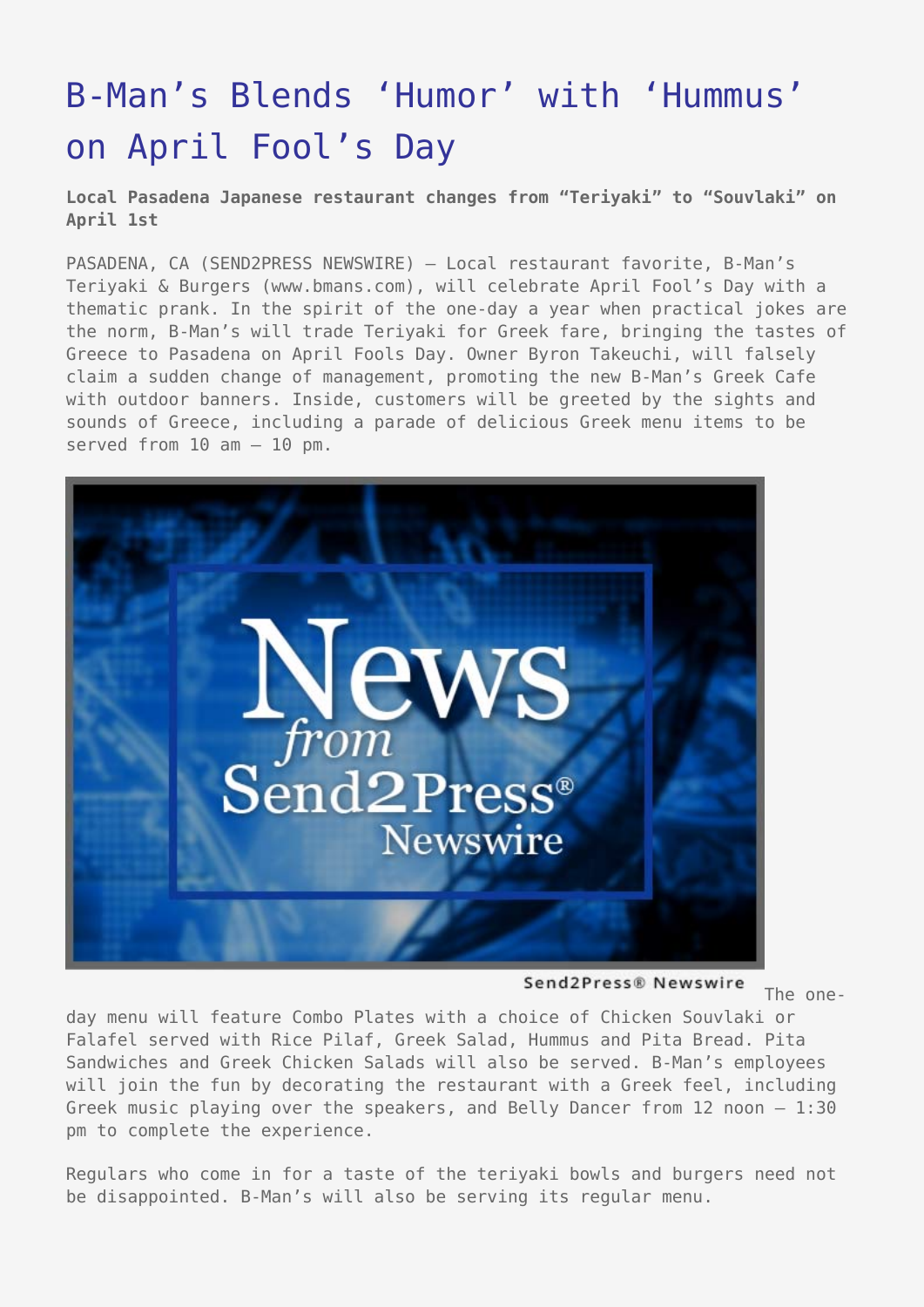# B-Man's Blends 'Humor' with 'Hummus' on April Fool's Day

**Local Pasadena Japanese restaurant changes from "Teriyaki" to "Souvlaki" on April 1st**

PASADENA, CA (SEND2PRESS NEWSWIRE) — Local restaurant favorite, B-Man's Teriyaki & Burgers (www.bmans.com), will celebrate April Fool's Day with a thematic prank. In the spirit of the one-day a year when practical jokes are the norm, B-Man's will trade Teriyaki for Greek fare, bringing the tastes of Greece to Pasadena on April Fools Day. Owner Byron Takeuchi, will falsely claim a sudden change of management, promoting the new B-Man's Greek Cafe with outdoor banners. Inside, customers will be greeted by the sights and sounds of Greece, including a parade of delicious Greek menu items to be served from 10 am – 10 pm.

Send2Press® Newswire

The one-day menu will feature Combo Plates with a choice of Chicken Souvlaki or Falafel served with Rice Pilaf, Greek Salad, Hummus and Pita Bread. Pita Sandwiches and Greek Chicken Salads will also be served. B-Man's employees will join the fun by decorating the restaurant with a Greek feel, including Greek music playing over the speakers, and Belly Dancer from 12 noon – 1:30 pm to complete the experience.

Regulars who come in for a taste of the teriyaki bowls and burgers need not be disappointed. B-Man's will also be serving its regular menu.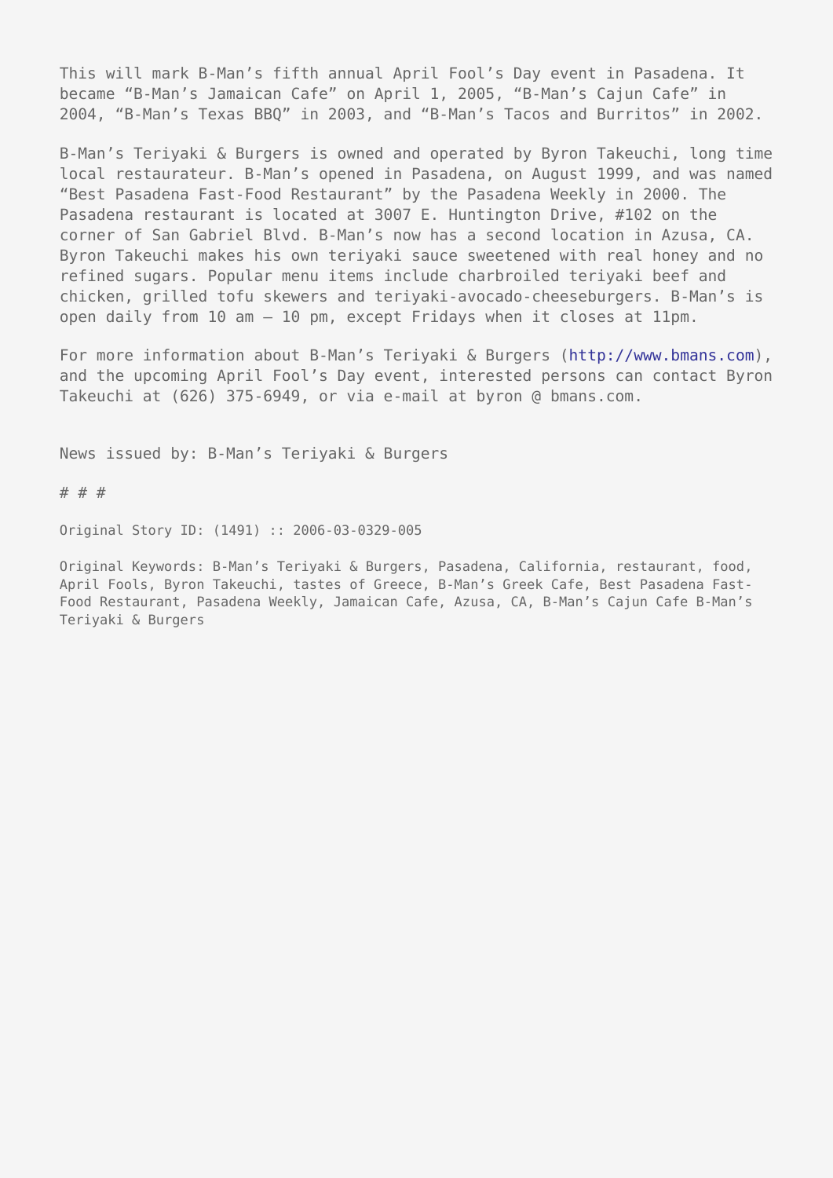This will mark B-Man’s fifth annual April Fool’s Day event in Pasadena. It became “B-Man’s Jamaican Cafe” on April 1, 2005, “B-Man’s Cajun Cafe” in 2004, “B-Man’s Texas BBQ” in 2003, and “B-Man’s Tacos and Burritos” in 2002.

B-Man’s Teriyaki & Burgers is owned and operated by Byron Takeuchi, long time local restaurateur. B-Man’s opened in Pasadena, on August 1999, and was named “Best Pasadena Fast-Food Restaurant” by the Pasadena Weekly in 2000. The Pasadena restaurant is located at 3007 E. Huntington Drive, #102 on the corner of San Gabriel Blvd. B-Man’s now has a second location in Azusa, CA. Byron Takeuchi makes his own teriyaki sauce sweetened with real honey and no refined sugars. Popular menu items include charbroiled teriyaki beef and chicken, grilled tofu skewers and teriyaki-avocado-cheeseburgers. B-Man’s is open daily from 10 am – 10 pm, except Fridays when it closes at 11pm.

For more information about B-Man’s Teriyaki & Burgers (http://www.bmans.com), and the upcoming April Fool’s Day event, interested persons can contact Byron Takeuchi at (626) 375-6949, or via e-mail at byron @ bmans.com.

News issued by: B-Man’s Teriyaki & Burgers

# # #

Original Story ID: (1491) :: 2006-03-0329-005

Original Keywords: B-Man’s Teriyaki & Burgers, Pasadena, California, restaurant, food, April Fools, Byron Takeuchi, tastes of Greece, B-Man’s Greek Cafe, Best Pasadena Fast-Food Restaurant, Pasadena Weekly, Jamaican Cafe, Azusa, CA, B-Man’s Cajun Cafe B-Man’s Teriyaki & Burgers